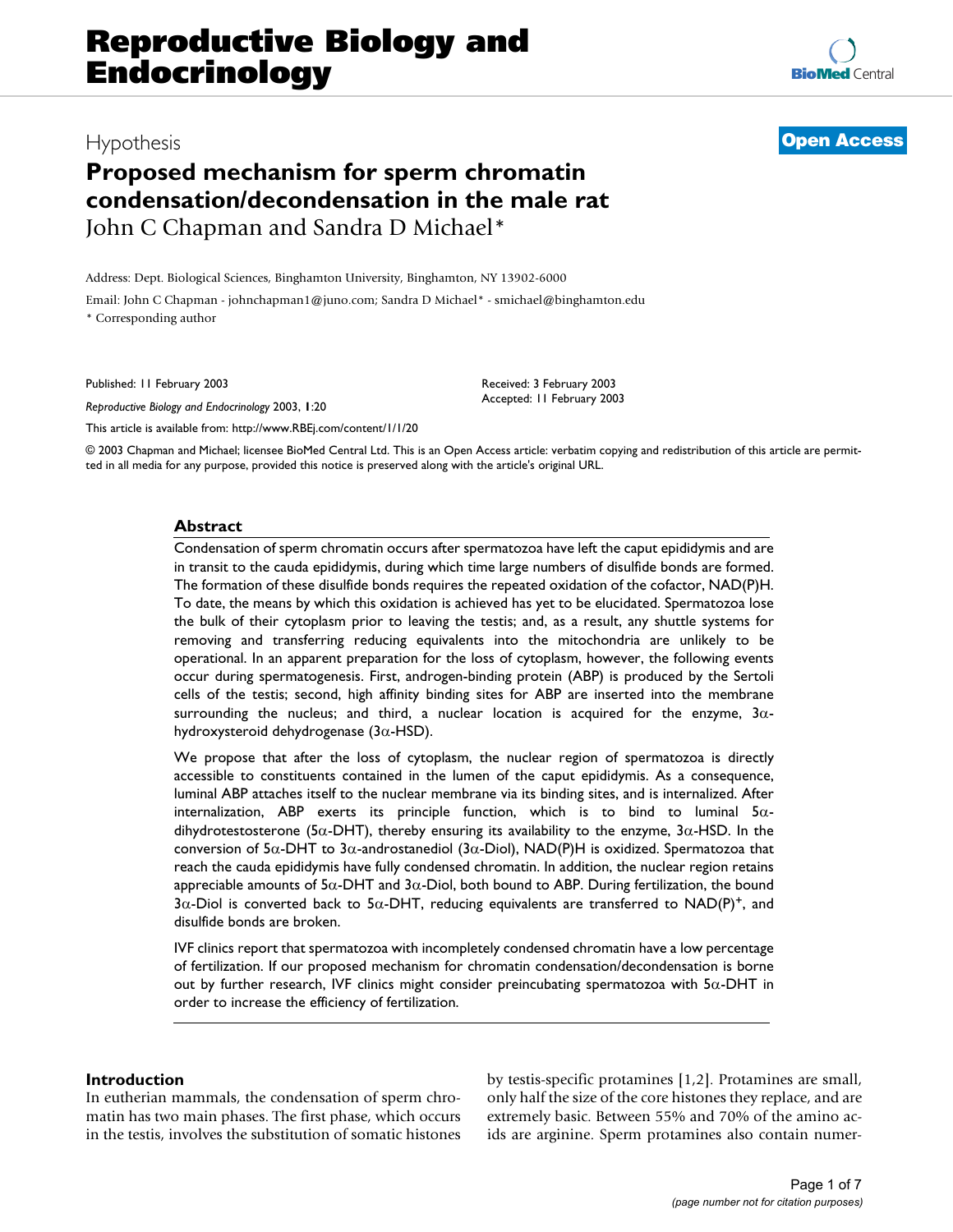# Reproductive Biology and Endocrinology

Hypothesis

**Open Access**

## Proposed mechanism for sperm chromatin condensation/decondensation in the male rat

John C Chapman and Sandra D Michael*

Address: Dept. Biological Sciences, Binghamton University, Binghamton, NY 13902-6000

Email: John C Chapman - johnchapman1@juno.com; Sandra D Michael* - smichael@binghamton.edu

* Corresponding author

Published: 11 February 2003

*Reproductive Biology and Endocrinology* 2003, **1**:20

This article is available from: http://www.RBEj.com/content/1/1/20

Received: 3 February 2003
Accepted: 11 February 2003

© 2003 Chapman and Michael; licensee BioMed Central Ltd. This is an Open Access article: verbatim copying and redistribution of this article are permitted in all media for any purpose, provided this notice is preserved along with the article's original URL.

### Abstract

Condensation of sperm chromatin occurs after spermatozoa have left the caput epididymis and are in transit to the cauda epididymis, during which time large numbers of disulfide bonds are formed. The formation of these disulfide bonds requires the repeated oxidation of the cofactor, NAD(P)H. To date, the means by which this oxidation is achieved has yet to be elucidated. Spermatozoa lose the bulk of their cytoplasm prior to leaving the testis; and, as a result, any shuttle systems for removing and transferring reducing equivalents into the mitochondria are unlikely to be operational. In an apparent preparation for the loss of cytoplasm, however, the following events occur during spermatogenesis. First, androgen-binding protein (ABP) is produced by the Sertoli cells of the testis; second, high affinity binding sites for ABP are inserted into the membrane surrounding the nucleus; and third, a nuclear location is acquired for the enzyme, 3α-hydroxysteroid dehydrogenase (3α-HSD).

We propose that after the loss of cytoplasm, the nuclear region of spermatozoa is directly accessible to constituents contained in the lumen of the caput epididymis. As a consequence, luminal ABP attaches itself to the nuclear membrane via its binding sites, and is internalized. After internalization, ABP exerts its principle function, which is to bind to luminal 5α-dihydrotestosterone (5α-DHT), thereby ensuring its availability to the enzyme, 3α-HSD. In the conversion of 5α-DHT to 3α-androstanediol (3α-Diol), NAD(P)H is oxidized. Spermatozoa that reach the cauda epididymis have fully condensed chromatin. In addition, the nuclear region retains appreciable amounts of 5α-DHT and 3α-Diol, both bound to ABP. During fertilization, the bound 3α-Diol is converted back to 5α-DHT, reducing equivalents are transferred to $NAD(P)^+$, and disulfide bonds are broken.

IVF clinics report that spermatozoa with incompletely condensed chromatin have a low percentage of fertilization. If our proposed mechanism for chromatin condensation/decondensation is borne out by further research, IVF clinics might consider preincubating spermatozoa with 5α-DHT in order to increase the efficiency of fertilization.

### Introduction

In eutherian mammals, the condensation of sperm chromatin has two main phases. The first phase, which occurs in the testis, involves the substitution of somatic histones by testis-specific protamines [1,2]. Protamines are small, only half the size of the core histones they replace, and are extremely basic. Between 55% and 70% of the amino acids are arginine. Sperm protamines also contain numer-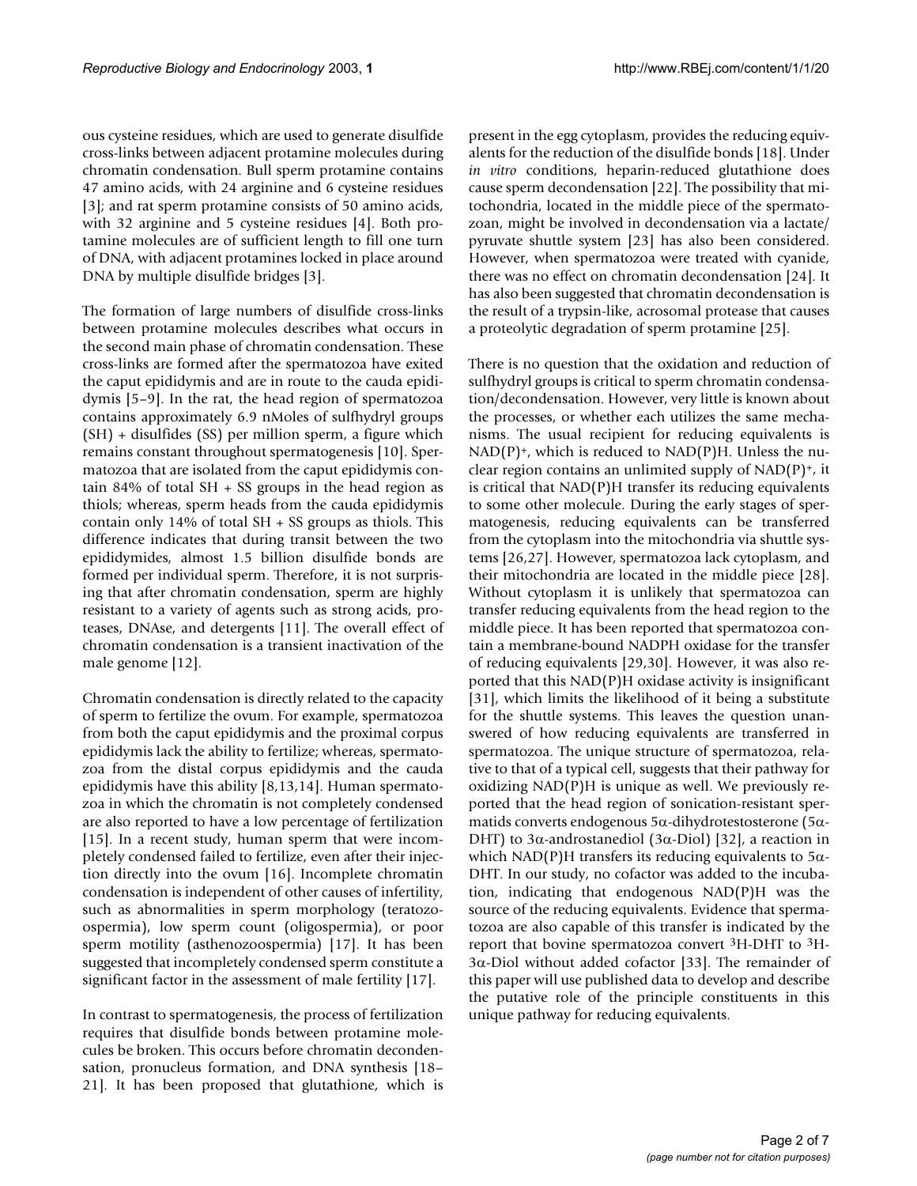ous cysteine residues, which are used to generate disulfide cross-links between adjacent protamine molecules during chromatin condensation. Bull sperm protamine contains 47 amino acids, with 24 arginine and 6 cysteine residues [3]; and rat sperm protamine consists of 50 amino acids, with 32 arginine and 5 cysteine residues [4]. Both protamine molecules are of sufficient length to fill one turn of DNA, with adjacent protamines locked in place around DNA by multiple disulfide bridges [3].

The formation of large numbers of disulfide cross-links between protamine molecules describes what occurs in the second main phase of chromatin condensation. These cross-links are formed after the spermatozoa have exited the caput epididymis and are in route to the cauda epididymis [5–9]. In the rat, the head region of spermatozoa contains approximately 6.9 nMoles of sulfhydryl groups (SH) + disulfides (SS) per million sperm, a figure which remains constant throughout spermatogenesis [10]. Spermatozoa that are isolated from the caput epididymis contain 84% of total SH + SS groups in the head region as thiols; whereas, sperm heads from the cauda epididymis contain only 14% of total SH + SS groups as thiols. This difference indicates that during transit between the two epididymides, almost 1.5 billion disulfide bonds are formed per individual sperm. Therefore, it is not surprising that after chromatin condensation, sperm are highly resistant to a variety of agents such as strong acids, proteases, DNAse, and detergents [11]. The overall effect of chromatin condensation is a transient inactivation of the male genome [12].

Chromatin condensation is directly related to the capacity of sperm to fertilize the ovum. For example, spermatozoa from both the caput epididymis and the proximal corpus epididymis lack the ability to fertilize; whereas, spermatozoa from the distal corpus epididymis and the cauda epididymis have this ability [8,13,14]. Human spermatozoa in which the chromatin is not completely condensed are also reported to have a low percentage of fertilization [15]. In a recent study, human sperm that were incompletely condensed failed to fertilize, even after their injection directly into the ovum [16]. Incomplete chromatin condensation is independent of other causes of infertility, such as abnormalities in sperm morphology (teratozoospermia), low sperm count (oligospermia), or poor sperm motility (asthenozoospermia) [17]. It has been suggested that incompletely condensed sperm constitute a significant factor in the assessment of male fertility [17].

In contrast to spermatogenesis, the process of fertilization requires that disulfide bonds between protamine molecules be broken. This occurs before chromatin decondensation, pronucleus formation, and DNA synthesis [18–21]. It has been proposed that glutathione, which is present in the egg cytoplasm, provides the reducing equivalents for the reduction of the disulfide bonds [18]. Under *in vitro* conditions, heparin-reduced glutathione does cause sperm decondensation [22]. The possibility that mitochondria, located in the middle piece of the spermatozoan, might be involved in decondensation via a lactate/pyruvate shuttle system [23] has also been considered. However, when spermatozoa were treated with cyanide, there was no effect on chromatin decondensation [24]. It has also been suggested that chromatin decondensation is the result of a trypsin-like, acrosomal protease that causes a proteolytic degradation of sperm protamine [25].

There is no question that the oxidation and reduction of sulfhydryl groups is critical to sperm chromatin condensation/decondensation. However, very little is known about the processes, or whether each utilizes the same mechanisms. The usual recipient for reducing equivalents is $NAD(P)^+$, which is reduced to NAD(P)H. Unless the nuclear region contains an unlimited supply of $NAD(P)^+$, it is critical that NAD(P)H transfer its reducing equivalents to some other molecule. During the early stages of spermatogenesis, reducing equivalents can be transferred from the cytoplasm into the mitochondria via shuttle systems [26,27]. However, spermatozoa lack cytoplasm, and their mitochondria are located in the middle piece [28]. Without cytoplasm it is unlikely that spermatozoa can transfer reducing equivalents from the head region to the middle piece. It has been reported that spermatozoa contain a membrane-bound NADPH oxidase for the transfer of reducing equivalents [29,30]. However, it was also reported that this NAD(P)H oxidase activity is insignificant [31], which limits the likelihood of it being a substitute for the shuttle systems. This leaves the question unanswered of how reducing equivalents are transferred in spermatozoa. The unique structure of spermatozoa, relative to that of a typical cell, suggests that their pathway for oxidizing NAD(P)H is unique as well. We previously reported that the head region of sonication-resistant spermatids converts endogenous 5α-dihydrotestosterone (5α-DHT) to 3α-androstanediol (3α-Diol) [32], a reaction in which NAD(P)H transfers its reducing equivalents to 5α-DHT. In our study, no cofactor was added to the incubation, indicating that endogenous NAD(P)H was the source of the reducing equivalents. Evidence that spermatozoa are also capable of this transfer is indicated by the report that bovine spermatozoa convert $^3$H-DHT to $^3$H-3α-Diol without added cofactor [33]. The remainder of this paper will use published data to develop and describe the putative role of the principle constituents in this unique pathway for reducing equivalents.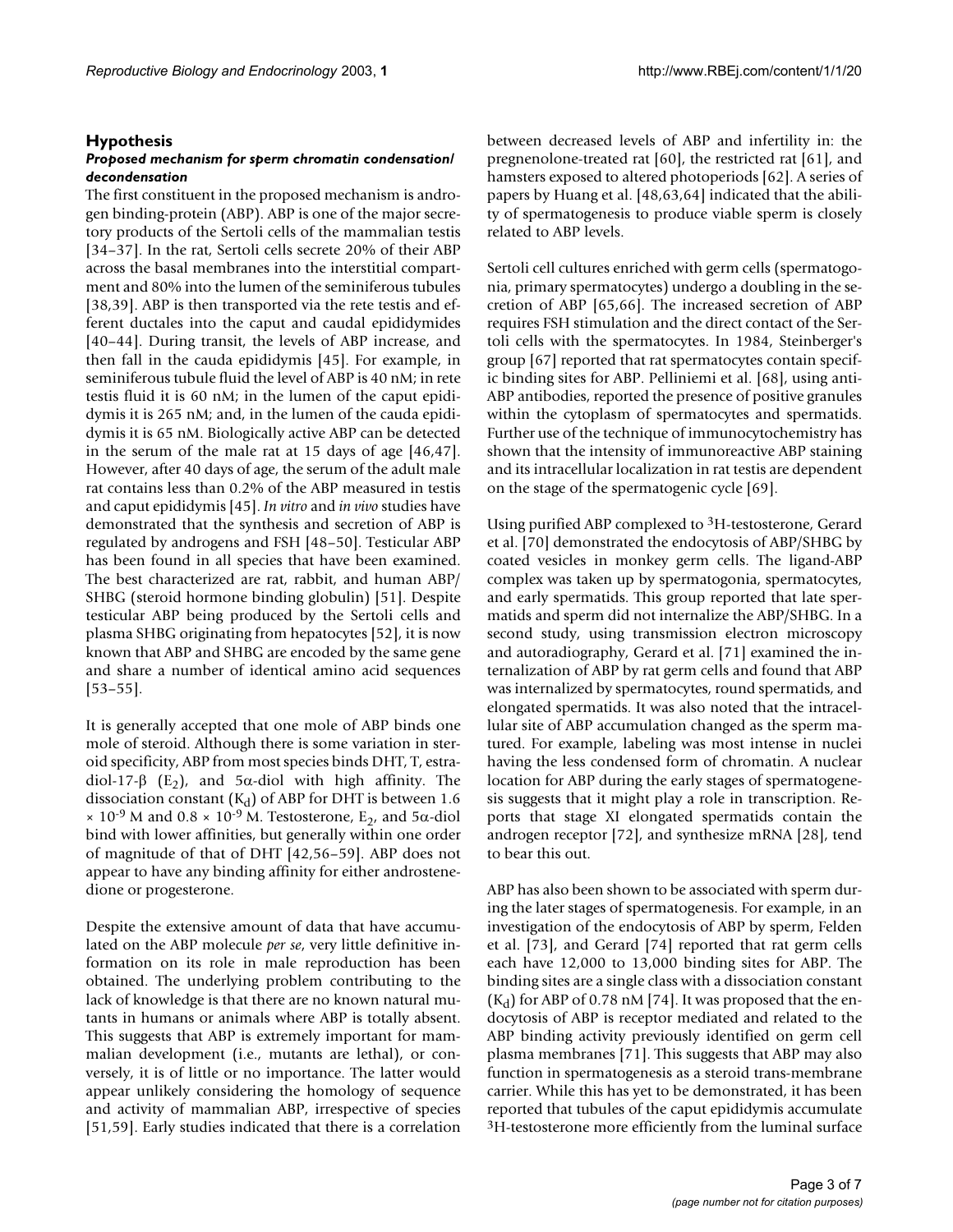## Hypothesis

### *Proposed mechanism for sperm chromatin condensation/decondensation*

The first constituent in the proposed mechanism is androgen binding-protein (ABP). ABP is one of the major secretory products of the Sertoli cells of the mammalian testis [34–37]. In the rat, Sertoli cells secrete 20% of their ABP across the basal membranes into the interstitial compartment and 80% into the lumen of the seminiferous tubules [38,39]. ABP is then transported via the rete testis and efferent ductales into the caput and caudal epididymides [40–44]. During transit, the levels of ABP increase, and then fall in the cauda epididymis [45]. For example, in seminiferous tubule fluid the level of ABP is 40 nM; in rete testis fluid it is 60 nM; in the lumen of the caput epididymis it is 265 nM; and, in the lumen of the cauda epididymis it is 65 nM. Biologically active ABP can be detected in the serum of the male rat at 15 days of age [46,47]. However, after 40 days of age, the serum of the adult male rat contains less than 0.2% of the ABP measured in testis and caput epididymis [45]. *In vitro* and *in vivo* studies have demonstrated that the synthesis and secretion of ABP is regulated by androgens and FSH [48–50]. Testicular ABP has been found in all species that have been examined. The best characterized are rat, rabbit, and human ABP/SHBG (steroid hormone binding globulin) [51]. Despite testicular ABP being produced by the Sertoli cells and plasma SHBG originating from hepatocytes [52], it is now known that ABP and SHBG are encoded by the same gene and share a number of identical amino acid sequences [53–55].

It is generally accepted that one mole of ABP binds one mole of steroid. Although there is some variation in steroid specificity, ABP from most species binds DHT, T, estradiol-17-β ($E_2$), and 5α-diol with high affinity. The dissociation constant ($K_d$) of ABP for DHT is between $1.6 \times 10^{-9}$ M and $0.8 \times 10^{-9}$ M. Testosterone, $E_2$, and 5α-diol bind with lower affinities, but generally within one order of magnitude of that of DHT [42,56–59]. ABP does not appear to have any binding affinity for either androstenedione or progesterone.

Despite the extensive amount of data that have accumulated on the ABP molecule *per se*, very little definitive information on its role in male reproduction has been obtained. The underlying problem contributing to the lack of knowledge is that there are no known natural mutants in humans or animals where ABP is totally absent. This suggests that ABP is extremely important for mammalian development (i.e., mutants are lethal), or conversely, it is of little or no importance. The latter would appear unlikely considering the homology of sequence and activity of mammalian ABP, irrespective of species [51,59]. Early studies indicated that there is a correlation between decreased levels of ABP and infertility in: the pregnenolone-treated rat [60], the restricted rat [61], and hamsters exposed to altered photoperiods [62]. A series of papers by Huang et al. [48,63,64] indicated that the ability of spermatogenesis to produce viable sperm is closely related to ABP levels.

Sertoli cell cultures enriched with germ cells (spermatogonia, primary spermatocytes) undergo a doubling in the secretion of ABP [65,66]. The increased secretion of ABP requires FSH stimulation and the direct contact of the Sertoli cells with the spermatocytes. In 1984, Steinberger's group [67] reported that rat spermatocytes contain specific binding sites for ABP. Pelliniemi et al. [68], using anti-ABP antibodies, reported the presence of positive granules within the cytoplasm of spermatocytes and spermatids. Further use of the technique of immunocytochemistry has shown that the intensity of immunoreactive ABP staining and its intracellular localization in rat testis are dependent on the stage of the spermatogenic cycle [69].

Using purified ABP complexed to $^3$H-testosterone, Gerard et al. [70] demonstrated the endocytosis of ABP/SHBG by coated vesicles in monkey germ cells. The ligand-ABP complex was taken up by spermatogonia, spermatocytes, and early spermatids. This group reported that late spermatids and sperm did not internalize the ABP/SHBG. In a second study, using transmission electron microscopy and autoradiography, Gerard et al. [71] examined the internalization of ABP by rat germ cells and found that ABP was internalized by spermatocytes, round spermatids, and elongated spermatids. It was also noted that the intracellular site of ABP accumulation changed as the sperm matured. For example, labeling was most intense in nuclei having the less condensed form of chromatin. A nuclear location for ABP during the early stages of spermatogenesis suggests that it might play a role in transcription. Reports that stage XI elongated spermatids contain the androgen receptor [72], and synthesize mRNA [28], tend to bear this out.

ABP has also been shown to be associated with sperm during the later stages of spermatogenesis. For example, in an investigation of the endocytosis of ABP by sperm, Felden et al. [73], and Gerard [74] reported that rat germ cells each have 12,000 to 13,000 binding sites for ABP. The binding sites are a single class with a dissociation constant ($K_d$) for ABP of 0.78 nM [74]. It was proposed that the endocytosis of ABP is receptor mediated and related to the ABP binding activity previously identified on germ cell plasma membranes [71]. This suggests that ABP may also function in spermatogenesis as a steroid trans-membrane carrier. While this has yet to be demonstrated, it has been reported that tubules of the caput epididymis accumulate $^3$H-testosterone more efficiently from the luminal surface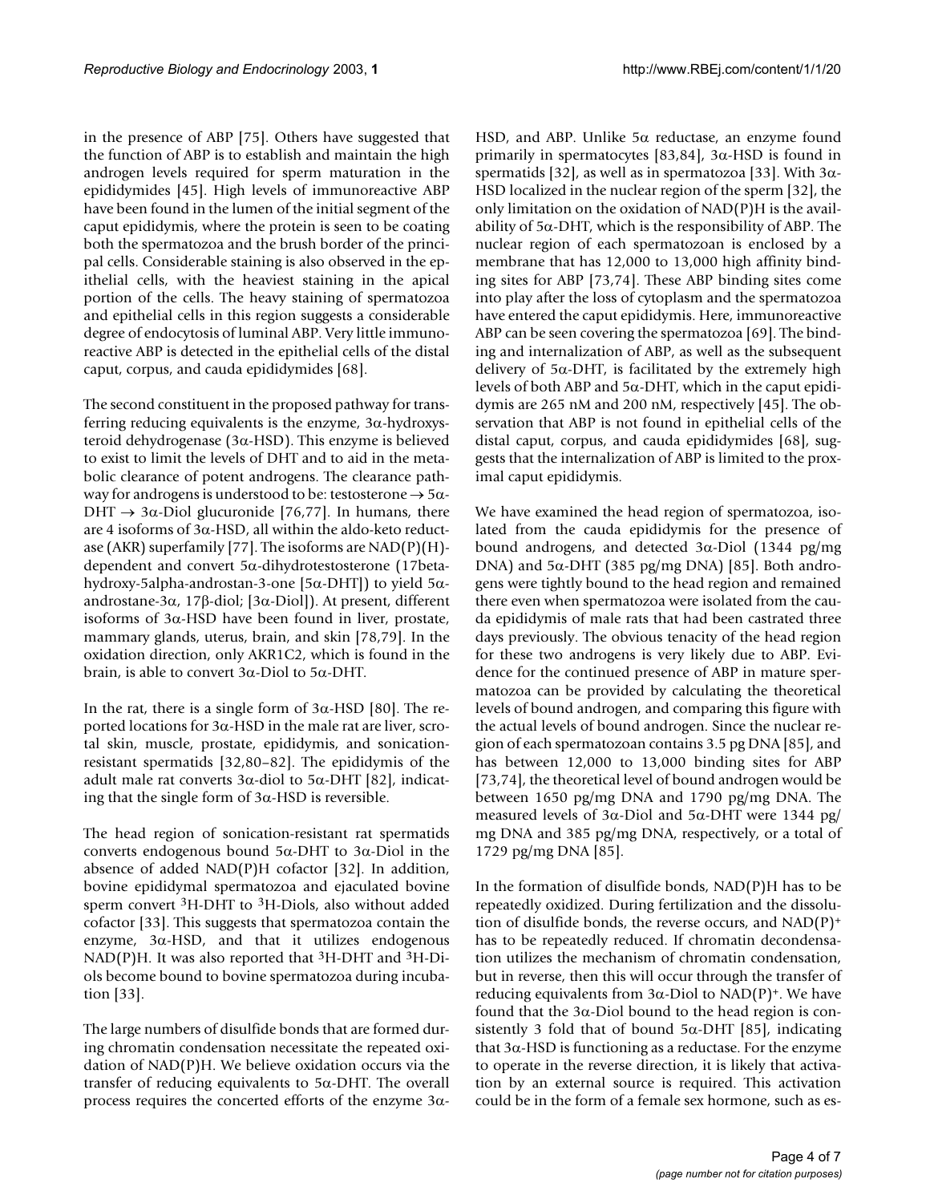in the presence of ABP [75]. Others have suggested that the function of ABP is to establish and maintain the high androgen levels required for sperm maturation in the epididymides [45]. High levels of immunoreactive ABP have been found in the lumen of the initial segment of the caput epididymis, where the protein is seen to be coating both the spermatozoa and the brush border of the principal cells. Considerable staining is also observed in the epithelial cells, with the heaviest staining in the apical portion of the cells. The heavy staining of spermatozoa and epithelial cells in this region suggests a considerable degree of endocytosis of luminal ABP. Very little immunoreactive ABP is detected in the epithelial cells of the distal caput, corpus, and cauda epididymides [68].

The second constituent in the proposed pathway for transferring reducing equivalents is the enzyme, 3α-hydroxysteroid dehydrogenase (3α-HSD). This enzyme is believed to exist to limit the levels of DHT and to aid in the metabolic clearance of potent androgens. The clearance pathway for androgens is understood to be: testosterone → 5α-DHT → 3α-Diol glucuronide [76,77]. In humans, there are 4 isoforms of 3α-HSD, all within the aldo-keto reductase (AKR) superfamily [77]. The isoforms are NAD(P)(H)-dependent and convert 5α-dihydrotestosterone (17beta-hydroxy-5alpha-androstan-3-one [5α-DHT]) to yield 5α-androstane-3α, 17β-diol; [3α-Diol]). At present, different isoforms of 3α-HSD have been found in liver, prostate, mammary glands, uterus, brain, and skin [78,79]. In the oxidation direction, only AKR1C2, which is found in the brain, is able to convert 3α-Diol to 5α-DHT.

In the rat, there is a single form of 3α-HSD [80]. The reported locations for 3α-HSD in the male rat are liver, scrotal skin, muscle, prostate, epididymis, and sonication-resistant spermatids [32,80–82]. The epididymis of the adult male rat converts 3α-diol to 5α-DHT [82], indicating that the single form of 3α-HSD is reversible.

The head region of sonication-resistant rat spermatids converts endogenous bound 5α-DHT to 3α-Diol in the absence of added NAD(P)H cofactor [32]. In addition, bovine epididymal spermatozoa and ejaculated bovine sperm convert $^{3}$H-DHT to $^{3}$H-Diols, also without added cofactor [33]. This suggests that spermatozoa contain the enzyme, 3α-HSD, and that it utilizes endogenous NAD(P)H. It was also reported that $^{3}$H-DHT and $^{3}$H-Diols become bound to bovine spermatozoa during incubation [33].

The large numbers of disulfide bonds that are formed during chromatin condensation necessitate the repeated oxidation of NAD(P)H. We believe oxidation occurs via the transfer of reducing equivalents to 5α-DHT. The overall process requires the concerted efforts of the enzyme 3α-HSD, and ABP. Unlike 5α reductase, an enzyme found primarily in spermatocytes [83,84], 3α-HSD is found in spermatids [32], as well as in spermatozoa [33]. With 3α-HSD localized in the nuclear region of the sperm [32], the only limitation on the oxidation of NAD(P)H is the availability of 5α-DHT, which is the responsibility of ABP. The nuclear region of each spermatozoan is enclosed by a membrane that has 12,000 to 13,000 high affinity binding sites for ABP [73,74]. These ABP binding sites come into play after the loss of cytoplasm and the spermatozoa have entered the caput epididymis. Here, immunoreactive ABP can be seen covering the spermatozoa [69]. The binding and internalization of ABP, as well as the subsequent delivery of 5α-DHT, is facilitated by the extremely high levels of both ABP and 5α-DHT, which in the caput epididymis are 265 nM and 200 nM, respectively [45]. The observation that ABP is not found in epithelial cells of the distal caput, corpus, and cauda epididymides [68], suggests that the internalization of ABP is limited to the proximal caput epididymis.

We have examined the head region of spermatozoa, isolated from the cauda epididymis for the presence of bound androgens, and detected 3α-Diol (1344 pg/mg DNA) and 5α-DHT (385 pg/mg DNA) [85]. Both androgens were tightly bound to the head region and remained there even when spermatozoa were isolated from the cauda epididymis of male rats that had been castrated three days previously. The obvious tenacity of the head region for these two androgens is very likely due to ABP. Evidence for the continued presence of ABP in mature spermatozoa can be provided by calculating the theoretical levels of bound androgen, and comparing this figure with the actual levels of bound androgen. Since the nuclear region of each spermatozoan contains 3.5 pg DNA [85], and has between 12,000 to 13,000 binding sites for ABP [73,74], the theoretical level of bound androgen would be between 1650 pg/mg DNA and 1790 pg/mg DNA. The measured levels of 3α-Diol and 5α-DHT were 1344 pg/mg DNA and 385 pg/mg DNA, respectively, or a total of 1729 pg/mg DNA [85].

In the formation of disulfide bonds, NAD(P)H has to be repeatedly oxidized. During fertilization and the dissolution of disulfide bonds, the reverse occurs, and NAD(P)$^{+}$ has to be repeatedly reduced. If chromatin decondensation utilizes the mechanism of chromatin condensation, but in reverse, then this will occur through the transfer of reducing equivalents from 3α-Diol to NAD(P)$^{+}$. We have found that the 3α-Diol bound to the head region is consistently 3 fold that of bound 5α-DHT [85], indicating that 3α-HSD is functioning as a reductase. For the enzyme to operate in the reverse direction, it is likely that activation by an external source is required. This activation could be in the form of a female sex hormone, such as es-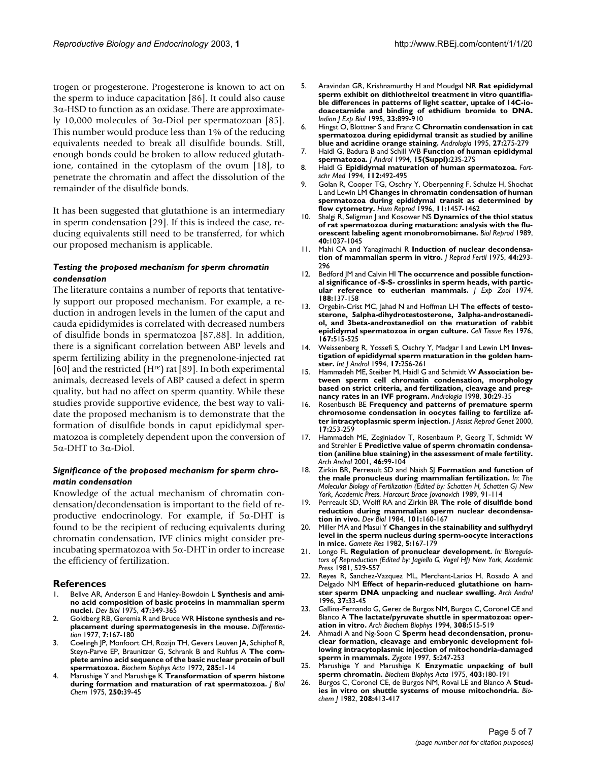trogen or progesterone. Progesterone is known to act on the sperm to induce capacitation [86]. It could also cause 3α-HSD to function as an oxidase. There are approximately 10,000 molecules of 3α-Diol per spermatozoan [85]. This number would produce less than 1% of the reducing equivalents needed to break all disulfide bounds. Still, enough bonds could be broken to allow reduced glutathione, contained in the cytoplasm of the ovum [18], to penetrate the chromatin and affect the dissolution of the remainder of the disulfide bonds.

It has been suggested that glutathione is an intermediary in sperm condensation [29]. If this is indeed the case, reducing equivalents still need to be transferred, for which our proposed mechanism is applicable.

### *Testing the proposed mechanism for sperm chromatin condensation*

The literature contains a number of reports that tentatively support our proposed mechanism. For example, a reduction in androgen levels in the lumen of the caput and cauda epididymides is correlated with decreased numbers of disulfide bonds in spermatozoa [87,88]. In addition, there is a significant correlation between ABP levels and sperm fertilizing ability in the pregnenolone-injected rat [60] and the restricted ($H^{re}$) rat [89]. In both experimental animals, decreased levels of ABP caused a defect in sperm quality, but had no affect on sperm quantity. While these studies provide supportive evidence, the best way to validate the proposed mechanism is to demonstrate that the formation of disulfide bonds in caput epididymal spermatozoa is completely dependent upon the conversion of 5α-DHT to 3α-Diol.

### *Significance of the proposed mechanism for sperm chromatin condensation*

Knowledge of the actual mechanism of chromatin condensation/decondensation is important to the field of reproductive endocrinology. For example, if 5α-DHT is found to be the recipient of reducing equivalents during chromatin condensation, IVF clinics might consider preincubating spermatozoa with 5α-DHT in order to increase the efficiency of fertilization.

## References

1. Bellve AR, Anderson E and Hanley-Bowdoin L **Synthesis and amino acid composition of basic proteins in mammalian sperm nuclei.** *Dev Biol* 1975, **47:**349-365
2. Goldberg RB, Geremia R and Bruce WR **Histone synthesis and replacement during spermatogenesis in the mouse.** *Differentiation* 1977, **7:**167-180
3. Coelingh JP, Monfoort CH, Rozijn TH, Gevers Leuven JA, Schiphof R, Steyn-Parve EP, Braunitzer G, Schrank B and Ruhfus A **The complete amino acid sequence of the basic nuclear protein of bull spermatozoa.** *Biochem Biophys Acta* 1972, **285:**1-14
4. Marushige Y and Marushige K **Transformation of sperm histone during formation and maturation of rat spermatozoa.** *J Biol Chem* 1975, **250:**39-45
5. Aravindan GR, Krishnamurthy H and Moudgal NR **Rat epididymal sperm exhibit on dithiothreitol treatment in vitro quantifiable differences in patterns of light scatter, uptake of 14C-iodoacetamide and binding of ethidium bromide to DNA.** *Indian J Exp Biol* 1995, **33:**899-910
6. Hingst O, Blottner S and Franz C **Chromatin condensation in cat spermatozoa during epididymal transit as studied by aniline blue and acridine orange staining.** *Andrologia* 1995, **27:**275-279
7. Haidl G, Badura B and Schill WB **Function of human epididymal spermatozoa.** *J Androl* 1994, **15(Suppl):**23S-27S
8. Haidl G **Epididymal maturation of human spermatozoa.** *Fortschr Med* 1994, **112:**492-495
9. Golan R, Cooper TG, Oschry Y, Oberpenning F, Schulze H, Shochat L and Lewin LM **Changes in chromatin condensation of human spermatozoa during epididymal transit as determined by flow cytometry.** *Hum Reprod* 1996, **11:**1457-1462
10. Shalgi R, Seligman J and Kosower NS **Dynamics of the thiol status of rat spermatozoa during maturation: analysis with the fluorescent labeling agent monobromobimane.** *Biol Reprod* 1989, **40:**1037-1045
11. Mahi CA and Yanagimachi R **Induction of nuclear decondensation of mammalian sperm in vitro.** *J Reprod Fertil* 1975, **44:**293-296
12. Bedford JM and Calvin HI **The occurrence and possible functional significance of -S-S- crosslinks in sperm heads, with particular reference to eutherian mammals.** *J Exp Zool* 1974, **188:**137-158
13. Orgebin-Crist MC, Jahad N and Hoffman LH **The effects of testosterone, 5alpha-dihydrotestosterone, 3alpha-androstanediol, and 3beta-androstanediol on the maturation of rabbit epididymal spermatozoa in organ culture.** *Cell Tissue Res* 1976, **167:**515-525
14. Weissenberg R, Yossefi S, Oschry Y, Madgar I and Lewin LM **Investigation of epididymal sperm maturation in the golden hamster.** *Int J Androl* 1994, **17:**256-261
15. Hammadeh ME, Steiber M, Haidl G and Schmidt W **Association between sperm cell chromatin condensation, morphology based on strict criteria, and fertilization, cleavage and pregnancy rates in an IVF program.** *Andrologia* 1998, **30:**29-35
16. Rosenbusch BE **Frequency and patterns of premature sperm chromosome condensation in oocytes failing to fertilize after intracytoplasmic sperm injection.** *J Assist Reprod Genet* 2000, **17:**253-259
17. Hammadeh ME, Zeginiadov T, Rosenbaum P, Georg T, Schmidt W and Strehler E **Predictive value of sperm chromatin condensation (aniline blue staining) in the assessment of male fertility.** *Arch Androl* 2001, **46:**99-104
18. Zirkin BR, Perreault SD and Naish SJ **Formation and function of the male pronucleus during mammalian fertilization.** *In: The Molecular Biology of Fertilization (Edited by: Schatten H, Schatten G) New York, Academic Press. Harcourt Brace Jovanovich* 1989, 91-114
19. Perreault SD, Wolff RA and Zirkin BR **The role of disulfide bond reduction during mammalian sperm nuclear decondensation in vivo.** *Dev Biol* 1984, **101:**160-167
20. Miller MA and Masui Y **Changes in the stainability and sulfhydryl level in the sperm nucleus during sperm-oocyte interactions in mice.** *Gamete Res* 1982, **5:**167-179
21. Longo FL **Regulation of pronuclear development.** *In: Bioregulators of Reproduction (Edited by: Jagiello G, Vogel HJ) New York, Academic Press* 1981, 529-557
22. Reyes R, Sanchez-Vazquez ML, Merchant-Larios H, Rosado A and Delgado NM **Effect of heparin-reduced glutathione on hamster sperm DNA unpacking and nuclear swelling.** *Arch Androl* 1996, **37:**33-45
23. Gallina-Fernando G, Gerez de Burgos NM, Burgos C, Coronel CE and Blanco A **The lactate/pyruvate shuttle in spermatozoa: operation in vitro.** *Arch Biochem Biophys* 1994, **308:**515-519
24. Ahmadi A and Ng-Soon C **Sperm head decondensation, pronuclear formation, cleavage and embryonic development following intracytoplasmic injection of mitochondria-damaged sperm in mammals.** *Zygote* 1997, **5:**247-253
25. Marushige Y and Marushige K **Enzymatic unpacking of bull sperm chromatin.** *Biochem Biophys Acta* 1975, **403:**180-191
26. Burgos C, Coronel CE, de Burgos NM, Rovai LE and Blanco A **Studies in vitro on shuttle systems of mouse mitochondria.** *Biochem J* 1982, **208:**413-417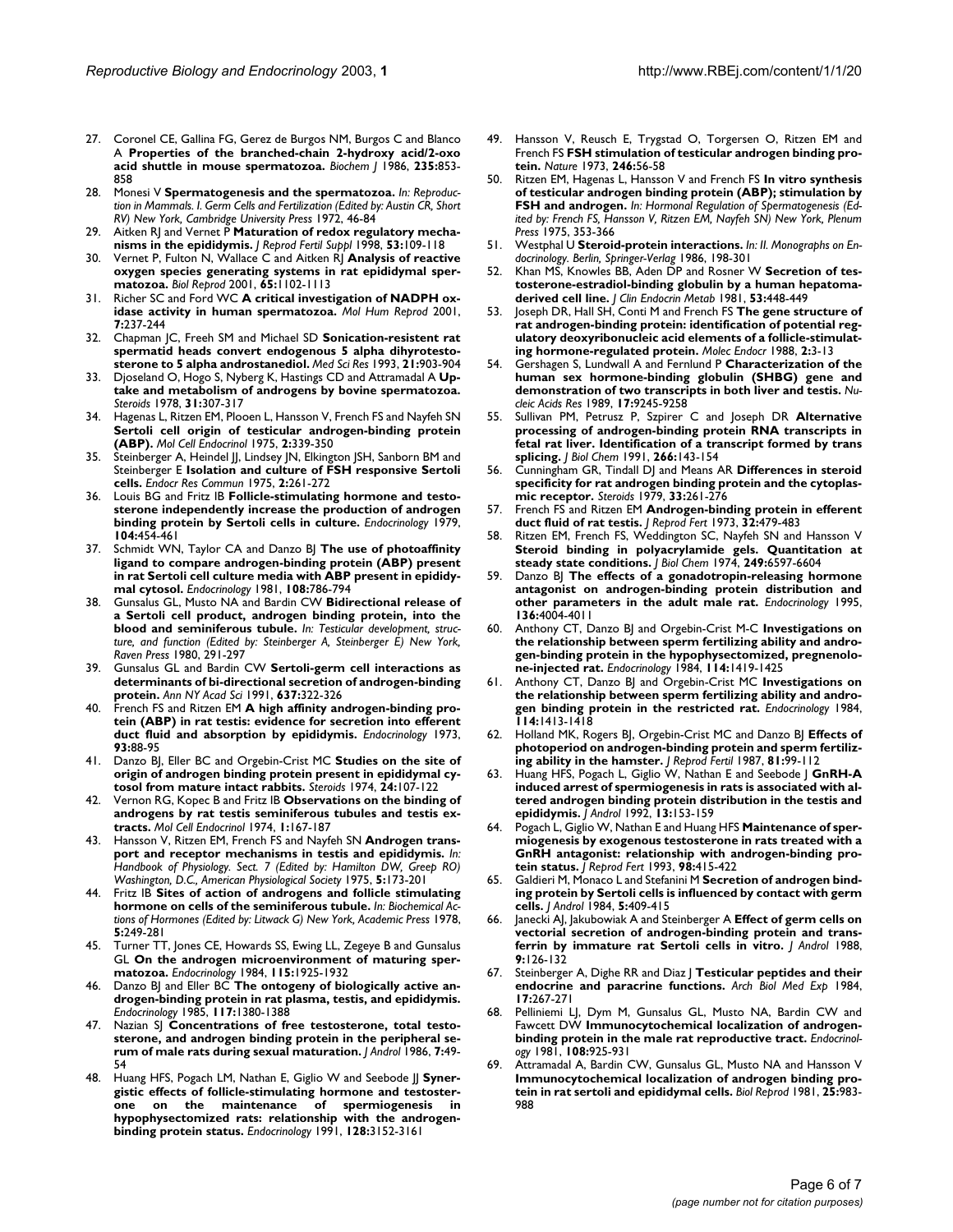27. Coronel CE, Gallina FG, Gerez de Burgos NM, Burgos C and Blanco A **Properties of the branched-chain 2-hydroxy acid/2-oxo acid shuttle in mouse spermatozoa.** *Biochem J* 1986, **235:**853-858
28. Monesi V **Spermatogenesis and the spermatozoa.** *In: Reproduction in Mammals. I. Germ Cells and Fertilization (Edited by: Austin CR, Short RV) New York, Cambridge University Press* 1972, 46-84
29. Aitken RJ and Vernet P **Maturation of redox regulatory mechanisms in the epididymis.** *J Reprod Fertil Suppl* 1998, **53:**109-118
30. Vernet P, Fulton N, Wallace C and Aitken RJ **Analysis of reactive oxygen species generating systems in rat epididymal spermatozoa.** *Biol Reprod* 2001, **65:**1102-1113
31. Richer SC and Ford WC **A critical investigation of NADPH oxidase activity in human spermatozoa.** *Mol Hum Reprod* 2001, **7:**237-244
32. Chapman JC, Freeh SM and Michael SD **Sonication-resistent rat spermatid heads convert endogenous 5 alpha dihyrotestosterone to 5 alpha androstanediol.** *Med Sci Res* 1993, **21:**903-904
33. Djoseland O, Hogo S, Nyberg K, Hastings CD and Attramadal A **Uptake and metabolism of androgens by bovine spermatozoa.** *Steroids* 1978, **31:**307-317
34. Hagenas L, Ritzen EM, Plooen L, Hansson V, French FS and Nayfeh SN **Sertoli cell origin of testicular androgen-binding protein (ABP).** *Mol Cell Endocrinol* 1975, **2:**339-350
35. Steinberger A, Heindel JJ, Lindsey JN, Elkington JSH, Sanborn BM and Steinberger E **Isolation and culture of FSH responsive Sertoli cells.** *Endocr Res Commun* 1975, **2:**261-272
36. Louis BG and Fritz IB **Follicle-stimulating hormone and testosterone independently increase the production of androgen binding protein by Sertoli cells in culture.** *Endocrinology* 1979, **104:**454-461
37. Schmidt WN, Taylor CA and Danzo BJ **The use of photoaffinity ligand to compare androgen-binding protein (ABP) present in rat Sertoli cell culture media with ABP present in epididymal cytosol.** *Endocrinology* 1981, **108:**786-794
38. Gunsalus GL, Musto NA and Bardin CW **Bidirectional release of a Sertoli cell product, androgen binding protein, into the blood and seminiferous tubule.** *In: Testicular development, structure, and function (Edited by: Steinberger A, Steinberger E) New York, Raven Press* 1980, 291-297
39. Gunsalus GL and Bardin CW **Sertoli-germ cell interactions as determinants of bi-directional secretion of androgen-binding protein.** *Ann NY Acad Sci* 1991, **637:**322-326
40. French FS and Ritzen EM **A high affinity androgen-binding protein (ABP) in rat testis: evidence for secretion into efferent duct fluid and absorption by epididymis.** *Endocrinology* 1973, **93:**88-95
41. Danzo BJ, Eller BC and Orgebin-Crist MC **Studies on the site of origin of androgen binding protein present in epididymal cytosol from mature intact rabbits.** *Steroids* 1974, **24:**107-122
42. Vernon RG, Kopec B and Fritz IB **Observations on the binding of androgens by rat testis seminiferous tubules and testis extracts.** *Mol Cell Endocrinol* 1974, **1:**167-187
43. Hansson V, Ritzen EM, French FS and Nayfeh SN **Androgen transport and receptor mechanisms in testis and epididymis.** *In: Handbook of Physiology. Sect. 7 (Edited by: Hamilton DW, Greep RO) Washington, D.C., American Physiological Society* 1975, **5:**173-201
44. Fritz IB **Sites of action of androgens and follicle stimulating hormone on cells of the seminiferous tubule.** *In: Biochemical Actions of Hormones (Edited by: Litwack G) New York, Academic Press* 1978, **5:**249-281
45. Turner TT, Jones CE, Howards SS, Ewing LL, Zegeye B and Gunsalus GL **On the androgen microenvironment of maturing spermatozoa.** *Endocrinology* 1984, **115:**1925-1932
46. Danzo BJ and Eller BC **The ontogeny of biologically active androgen-binding protein in rat plasma, testis, and epididymis.** *Endocrinology* 1985, **117:**1380-1388
47. Nazian SJ **Concentrations of free testosterone, total testosterone, and androgen binding protein in the peripheral serum of male rats during sexual maturation.** *J Androl* 1986, **7:**49-54
48. Huang HFS, Pogach LM, Nathan E, Giglio W and Seebode JJ **Synergistic effects of follicle-stimulating hormone and testosterone on the maintenance of spermiogenesis in hypophysectomized rats: relationship with the androgen-binding protein status.** *Endocrinology* 1991, **128:**3152-3161
49. Hansson V, Reusch E, Trygstad O, Torgersen O, Ritzen EM and French FS **FSH stimulation of testicular androgen binding protein.** *Nature* 1973, **246:**56-58
50. Ritzen EM, Hagenas L, Hansson V and French FS **In vitro synthesis of testicular androgen binding protein (ABP); stimulation by FSH and androgen.** *In: Hormonal Regulation of Spermatogenesis (Edited by: French FS, Hansson V, Ritzen EM, Nayfeh SN) New York, Plenum Press* 1975, 353-366
51. Westphal U **Steroid-protein interactions.** *In: II. Monographs on Endocrinology. Berlin, Springer-Verlag* 1986, 198-301
52. Khan MS, Knowles BB, Aden DP and Rosner W **Secretion of testosterone-estradiol-binding globulin by a human hepatoma-derived cell line.** *J Clin Endocrin Metab* 1981, **53:**448-449
53. Joseph DR, Hall SH, Conti M and French FS **The gene structure of rat androgen-binding protein: identification of potential regulatory deoxyribonucleic acid elements of a follicle-stimulating hormone-regulated protein.** *Molec Endocr* 1988, **2:**3-13
54. Gershagen S, Lundwall A and Fernlund P **Characterization of the human sex hormone-binding globulin (SHBG) gene and demonstration of two transcripts in both liver and testis.** *Nucleic Acids Res* 1989, **17:**9245-9258
55. Sullivan PM, Petrusz P, Szpirer C and Joseph DR **Alternative processing of androgen-binding protein RNA transcripts in fetal rat liver. Identification of a transcript formed by trans splicing.** *J Biol Chem* 1991, **266:**143-154
56. Cunningham GR, Tindall DJ and Means AR **Differences in steroid specificity for rat androgen binding protein and the cytoplasmic receptor.** *Steroids* 1979, **33:**261-276
57. French FS and Ritzen EM **Androgen-binding protein in efferent duct fluid of rat testis.** *J Reprod Fert* 1973, **32:**479-483
58. Ritzen EM, French FS, Weddington SC, Nayfeh SN and Hansson V **Steroid binding in polyacrylamide gels. Quantitation at steady state conditions.** *J Biol Chem* 1974, **249:**6597-6604
59. Danzo BJ **The effects of a gonadotropin-releasing hormone antagonist on androgen-binding protein distribution and other parameters in the adult male rat.** *Endocrinology* 1995, **136:**4004-4011
60. Anthony CT, Danzo BJ and Orgebin-Crist M-C **Investigations on the relationship between sperm fertilizing ability and androgen-binding protein in the hypophysectomized, pregnenolone-injected rat.** *Endocrinology* 1984, **114:**1419-1425
61. Anthony CT, Danzo BJ and Orgebin-Crist MC **Investigations on the relationship between sperm fertilizing ability and androgen binding protein in the restricted rat.** *Endocrinology* 1984, **114:**1413-1418
62. Holland MK, Rogers BJ, Orgebin-Crist MC and Danzo BJ **Effects of photoperiod on androgen-binding protein and sperm fertilizing ability in the hamster.** *J Reprod Fertil* 1987, **81:**99-112
63. Huang HFS, Pogach L, Giglio W, Nathan E and Seebode J **GnRH-A induced arrest of spermiogenesis in rats is associated with altered androgen binding protein distribution in the testis and epididymis.** *J Androl* 1992, **13:**153-159
64. Pogach L, Giglio W, Nathan E and Huang HFS **Maintenance of spermiogenesis by exogenous testosterone in rats treated with a GnRH antagonist: relationship with androgen-binding protein status.** *J Reprod Fert* 1993, **98:**415-422
65. Galdieri M, Monaco L and Stefanini M **Secretion of androgen binding protein by Sertoli cells is influenced by contact with germ cells.** *J Androl* 1984, **5:**409-415
66. Janecki AJ, Jakubowiak A and Steinberger A **Effect of germ cells on vectorial secretion of androgen-binding protein and transferrin by immature rat Sertoli cells in vitro.** *J Androl* 1988, **9:**126-132
67. Steinberger A, Dighe RR and Diaz J **Testicular peptides and their endocrine and paracrine functions.** *Arch Biol Med Exp* 1984, **17:**267-271
68. Pelliniemi LJ, Dym M, Gunsalus GL, Musto NA, Bardin CW and Fawcett DW **Immunocytochemical localization of androgen-binding protein in the male rat reproductive tract.** *Endocrinology* 1981, **108:**925-931
69. Attramadal A, Bardin CW, Gunsalus GL, Musto NA and Hansson V **Immunocytochemical localization of androgen binding protein in rat sertoli and epididymal cells.** *Biol Reprod* 1981, **25:**983-988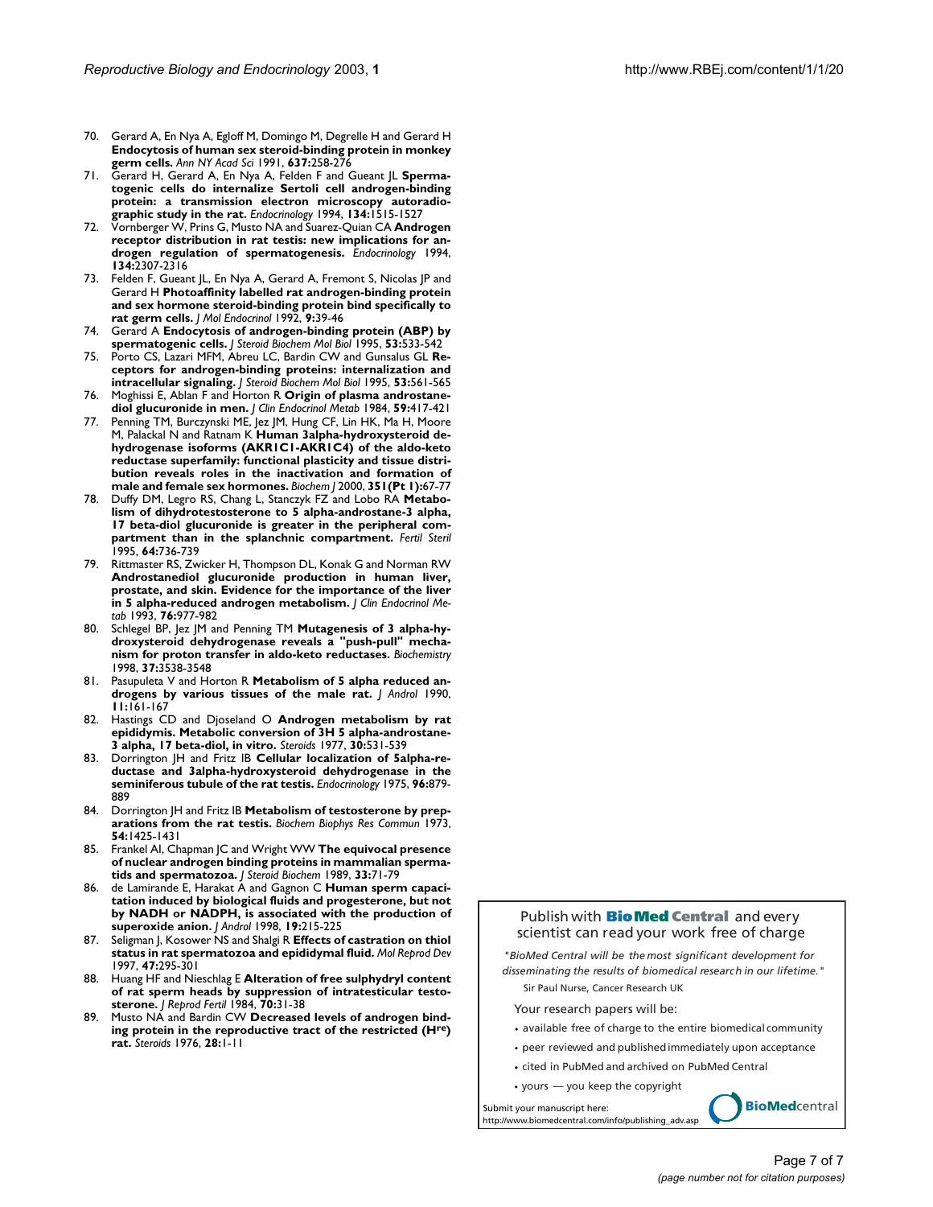70. Gerard A, En Nya A, Egloff M, Domingo M, Degrelle H and Gerard H **Endocytosis of human sex steroid-binding protein in monkey germ cells.** *Ann NY Acad Sci* 1991, **637:**258-276
71. Gerard H, Gerard A, En Nya A, Felden F and Gueant JL **Spermatogenic cells do internalize Sertoli cell androgen-binding protein: a transmission electron microscopy autoradiographic study in the rat.** *Endocrinology* 1994, **134:**1515-1527
72. Vornberger W, Prins G, Musto NA and Suarez-Quian CA **Androgen receptor distribution in rat testis: new implications for androgen regulation of spermatogenesis.** *Endocrinology* 1994, **134:**2307-2316
73. Felden F, Gueant JL, En Nya A, Gerard A, Fremont S, Nicolas JP and Gerard H **Photoaffinity labelled rat androgen-binding protein and sex hormone steroid-binding protein bind specifically to rat germ cells.** *J Mol Endocrinol* 1992, **9:**39-46
74. Gerard A **Endocytosis of androgen-binding protein (ABP) by spermatogenic cells.** *J Steroid Biochem Mol Biol* 1995, **53:**533-542
75. Porto CS, Lazari MFM, Abreu LC, Bardin CW and Gunsalus GL **Receptors for androgen-binding proteins: internalization and intracellular signaling.** *J Steroid Biochem Mol Biol* 1995, **53:**561-565
76. Moghissi E, Ablan F and Horton R **Origin of plasma androstanediol glucuronide in men.** *J Clin Endocrinol Metab* 1984, **59:**417-421
77. Penning TM, Burczynski ME, Jez JM, Hung CF, Lin HK, Ma H, Moore M, Palackal N and Ratnam K **Human 3alpha-hydroxysteroid dehydrogenase isoforms (AKR1C1-AKR1C4) of the aldo-keto reductase superfamily: functional plasticity and tissue distribution reveals roles in the inactivation and formation of male and female sex hormones.** *Biochem J* 2000, **351(Pt 1):**67-77
78. Duffy DM, Legro RS, Chang L, Stanczyk FZ and Lobo RA **Metabolism of dihydrotestosterone to 5 alpha-androstane-3 alpha, 17 beta-diol glucuronide is greater in the peripheral compartment than in the splanchnic compartment.** *Fertil Steril* 1995, **64:**736-739
79. Rittmaster RS, Zwicker H, Thompson DL, Konak G and Norman RW **Androstanediol glucuronide production in human liver, prostate, and skin. Evidence for the importance of the liver in 5 alpha-reduced androgen metabolism.** *J Clin Endocrinol Metab* 1993, **76:**977-982
80. Schlegel BP, Jez JM and Penning TM **Mutagenesis of 3 alpha-hydroxysteroid dehydrogenase reveals a "push-pull" mechanism for proton transfer in aldo-keto reductases.** *Biochemistry* 1998, **37:**3538-3548
81. Pasupuleta V and Horton R **Metabolism of 5 alpha reduced androgens by various tissues of the male rat.** *J Androl* 1990, **11:**161-167
82. Hastings CD and Djoseland O **Androgen metabolism by rat epididymis. Metabolic conversion of 3H 5 alpha-androstane-3 alpha, 17 beta-diol, in vitro.** *Steroids* 1977, **30:**531-539
83. Dorrington JH and Fritz IB **Cellular localization of 5alpha-reductase and 3alpha-hydroxysteroid dehydrogenase in the seminiferous tubule of the rat testis.** *Endocrinology* 1975, **96:**879-889
84. Dorrington JH and Fritz IB **Metabolism of testosterone by preparations from the rat testis.** *Biochem Biophys Res Commun* 1973, **54:**1425-1431
85. Frankel AI, Chapman JC and Wright WW **The equivocal presence of nuclear androgen binding proteins in mammalian spermatids and spermatozoa.** *J Steroid Biochem* 1989, **33:**71-79
86. de Lamirande E, Harakat A and Gagnon C **Human sperm capacitation induced by biological fluids and progesterone, but not by NADH or NADPH, is associated with the production of superoxide anion.** *J Androl* 1998, **19:**215-225
87. Seligman J, Kosower NS and Shalgi R **Effects of castration on thiol status in rat spermatozoa and epididymal fluid.** *Mol Reprod Dev* 1997, **47:**295-301
88. Huang HF and Nieschlag E **Alteration of free sulphydryl content of rat sperm heads by suppression of intratesticular testosterone.** *J Reprod Fertil* 1984, **70:**31-38
89. Musto NA and Bardin CW **Decreased levels of androgen binding protein in the reproductive tract of the restricted ($H^{re}$) rat.** *Steroids* 1976, **28:**1-11

Publish with **BioMed Central** and every scientist can read your work free of charge

*"BioMed Central will be the most significant development for disseminating the results of biomedical research in our lifetime."*
Sir Paul Nurse, Cancer Research UK

Your research papers will be:

- available free of charge to the entire biomedical community
- peer reviewed and published immediately upon acceptance
- cited in PubMed and archived on PubMed Central
- yours — you keep the copyright

Submit your manuscript here:
http://www.biomedcentral.com/info/publishing_adv.asp

**BioMed**central